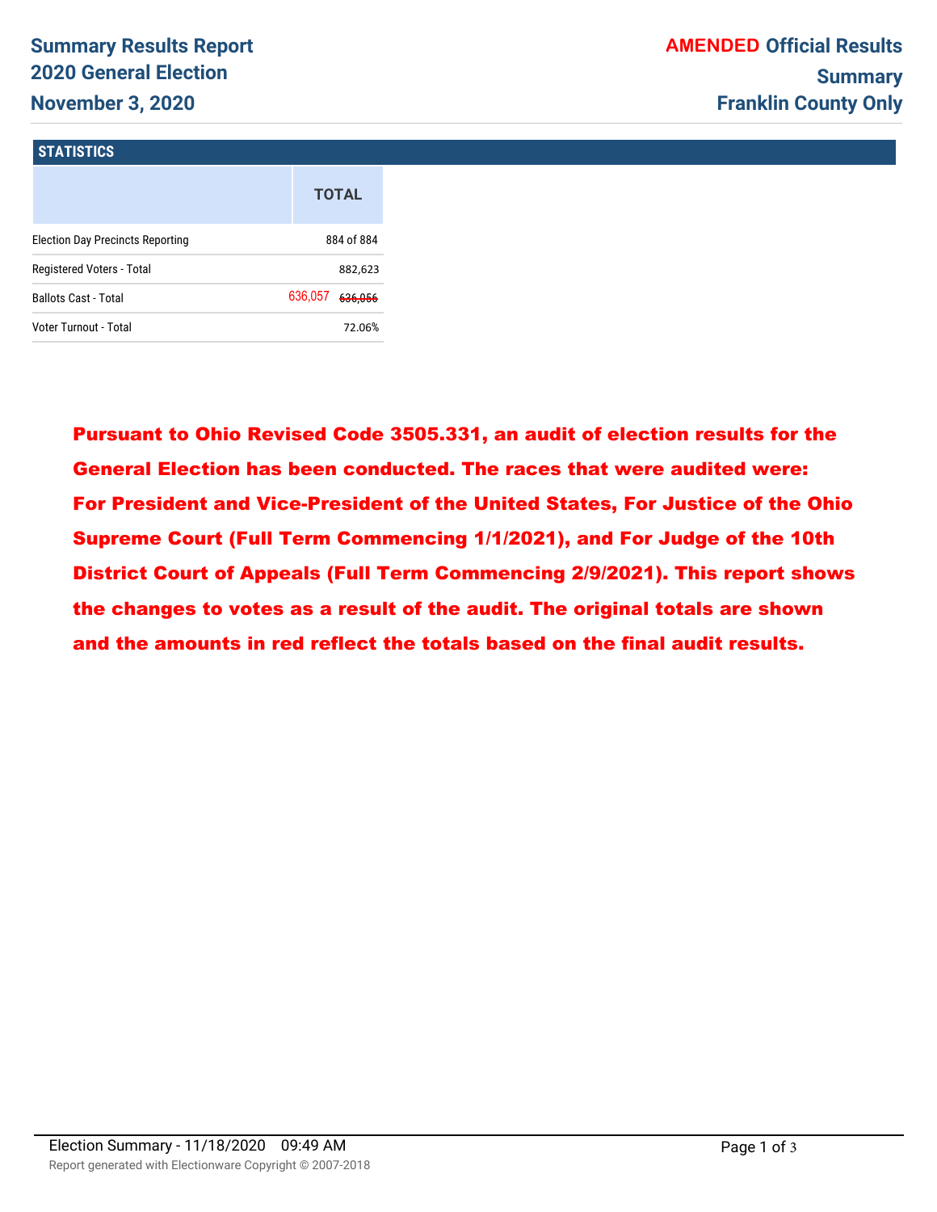# Summary Results Report
## 2020 General Election
## November 3, 2020

**AMENDED Official Results**
**Summary**
**Franklin County Only**

### STATISTICS

| | TOTAL |
|---|---|
| Election Day Precincts Reporting | 884 of 884 |
| Registered Voters - Total | 882,623 |
| Ballots Cast - Total | 636,057 ~~636,056~~ |
| Voter Turnout - Total | 72.06% |

**Pursuant to Ohio Revised Code 3505.331, an audit of election results for the General Election has been conducted. The races that were audited were: For President and Vice-President of the United States, For Justice of the Ohio Supreme Court (Full Term Commencing 1/1/2021), and For Judge of the 10th District Court of Appeals (Full Term Commencing 2/9/2021). This report shows the changes to votes as a result of the audit. The original totals are shown and the amounts in red reflect the totals based on the final audit results.**

Election Summary - 11/18/2020 09:49 AM

Report generated with Electionware Copyright © 2007-2018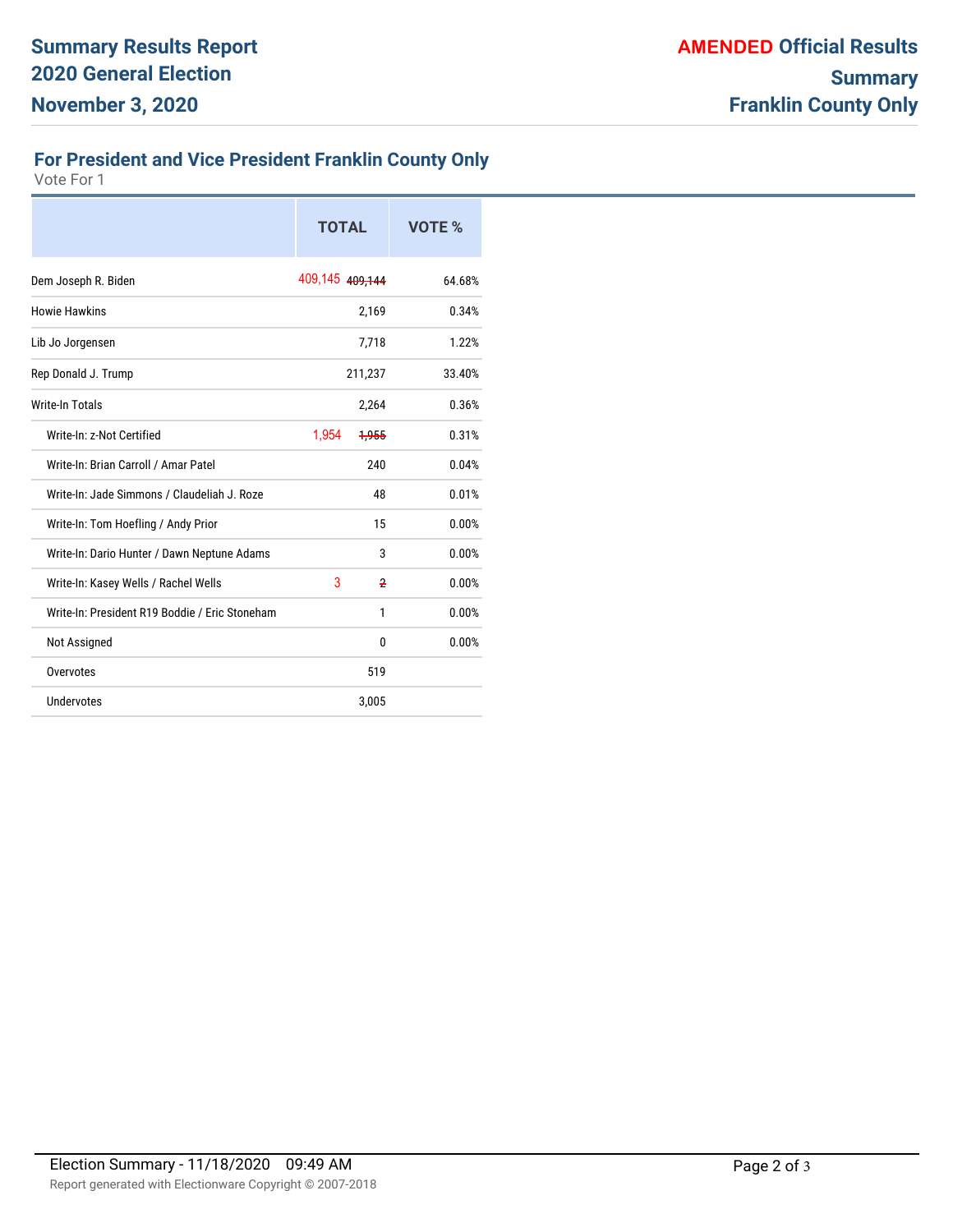# Summary Results Report
# 2020 General Election
# November 3, 2020

**AMENDED Official Results**
**Summary**
**Franklin County Only**

## For President and Vice President Franklin County Only

Vote For 1

| | TOTAL | VOTE % |
|---|---|---|
| Dem Joseph R. Biden | 409,145 ~~409,144~~ | 64.68% |
| Howie Hawkins | 2,169 | 0.34% |
| Lib Jo Jorgensen | 7,718 | 1.22% |
| Rep Donald J. Trump | 211,237 | 33.40% |
| Write-In Totals | 2,264 | 0.36% |
| Write-In: z-Not Certified | 1,954 ~~1,955~~ | 0.31% |
| Write-In: Brian Carroll / Amar Patel | 240 | 0.04% |
| Write-In: Jade Simmons / Claudeliah J. Roze | 48 | 0.01% |
| Write-In: Tom Hoefling / Andy Prior | 15 | 0.00% |
| Write-In: Dario Hunter / Dawn Neptune Adams | 3 | 0.00% |
| Write-In: Kasey Wells / Rachel Wells | 3 ~~2~~ | 0.00% |
| Write-In: President R19 Boddie / Eric Stoneham | 1 | 0.00% |
| Not Assigned | 0 | 0.00% |
| Overvotes | 519 | |
| Undervotes | 3,005 | |

Election Summary - 11/18/2020 09:49 AM

Report generated with Electionware Copyright © 2007-2018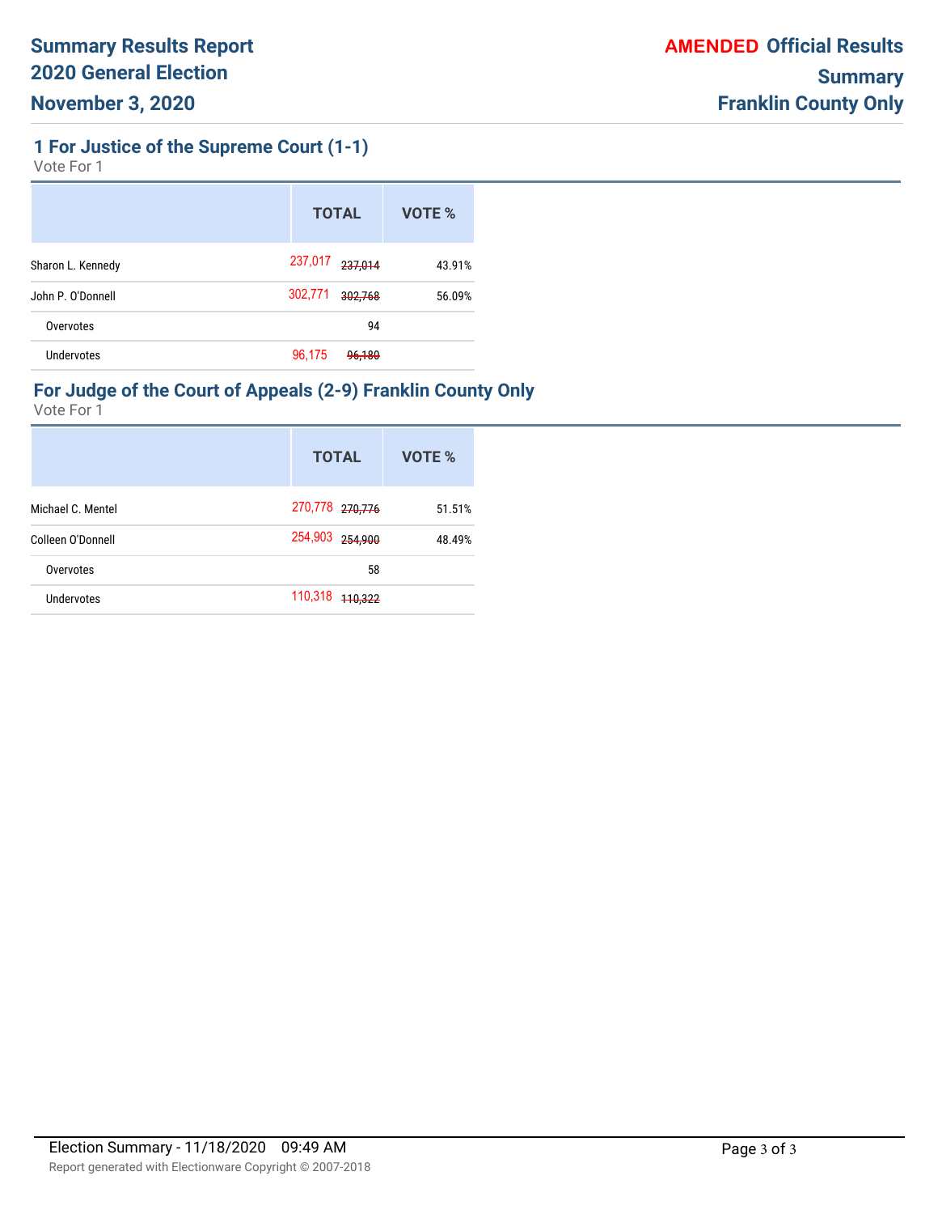# Summary Results Report
# 2020 General Election
# November 3, 2020

**AMENDED Official Results**
**Summary**
**Franklin County Only**

## 1 For Justice of the Supreme Court (1-1)

Vote For 1

| | TOTAL | | VOTE % |
|---|---|---|---|
| Sharon L. Kennedy | 237,017 | ~~237,014~~ | 43.91% |
| John P. O'Donnell | 302,771 | ~~302,768~~ | 56.09% |
| Overvotes | | 94 | |
| Undervotes | 96,175 | ~~96,180~~ | |

## For Judge of the Court of Appeals (2-9) Franklin County Only

Vote For 1

| | TOTAL | | VOTE % |
|---|---|---|---|
| Michael C. Mentel | 270,778 | ~~270,776~~ | 51.51% |
| Colleen O'Donnell | 254,903 | ~~254,900~~ | 48.49% |
| Overvotes | | 58 | |
| Undervotes | 110,318 | ~~110,322~~ | |

Election Summary - 11/18/2020 09:49 AM

Report generated with Electionware Copyright © 2007-2018